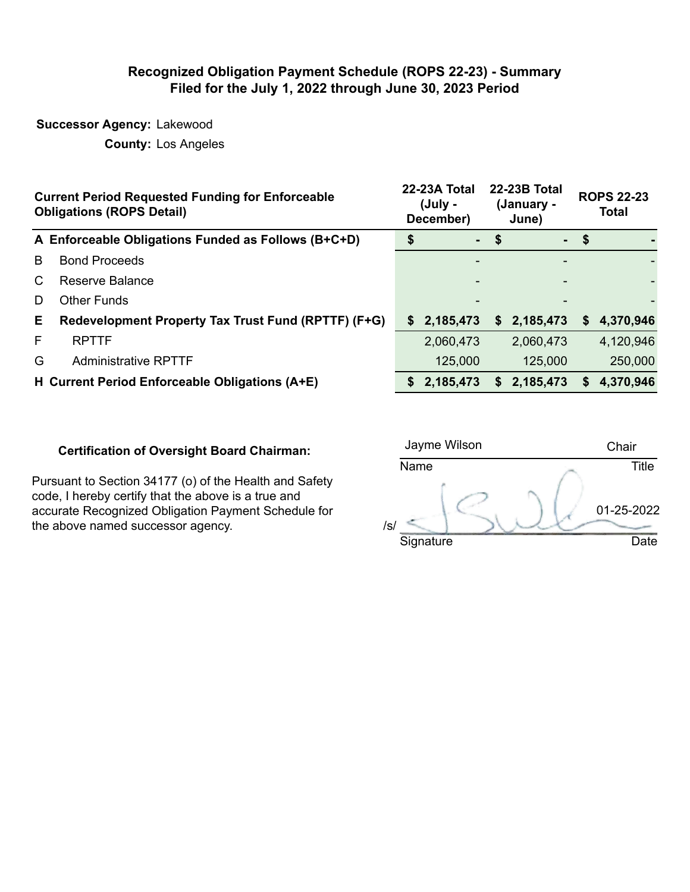# Recognized Obligation Payment Schedule (ROPS 22-23) - Summary
## Filed for the July 1, 2022 through June 30, 2023 Period

**Successor Agency:** Lakewood

**County:** Los Angeles

| | Current Period Requested Funding for Enforceable Obligations (ROPS Detail) | 22-23A Total (July - December) | 22-23B Total (January - June) | ROPS 22-23 Total |
|---|---|---|---|---|
| **A** | **Enforceable Obligations Funded as Follows (B+C+D)** | **$ -** | **$ -** | **$ -** |
| B | Bond Proceeds | - | - | - |
| C | Reserve Balance | - | - | - |
| D | Other Funds | - | - | - |
| **E** | **Redevelopment Property Tax Trust Fund (RPTTF) (F+G)** | **$ 2,185,473** | **$ 2,185,473** | **$ 4,370,946** |
| F | RPTTF | 2,060,473 | 2,060,473 | 4,120,946 |
| G | Administrative RPTTF | 125,000 | 125,000 | 250,000 |
| **H** | **Current Period Enforceable Obligations (A+E)** | **$ 2,185,473** | **$ 2,185,473** | **$ 4,370,946** |

**Certification of Oversight Board Chairman:**

Pursuant to Section 34177 (o) of the Health and Safety code, I hereby certify that the above is a true and accurate Recognized Obligation Payment Schedule for the above named successor agency.

| Jayme Wilson | Chair |
|---|---|
| Name | Title |
| /s/ | 01-25-2022 |
| Signature | Date |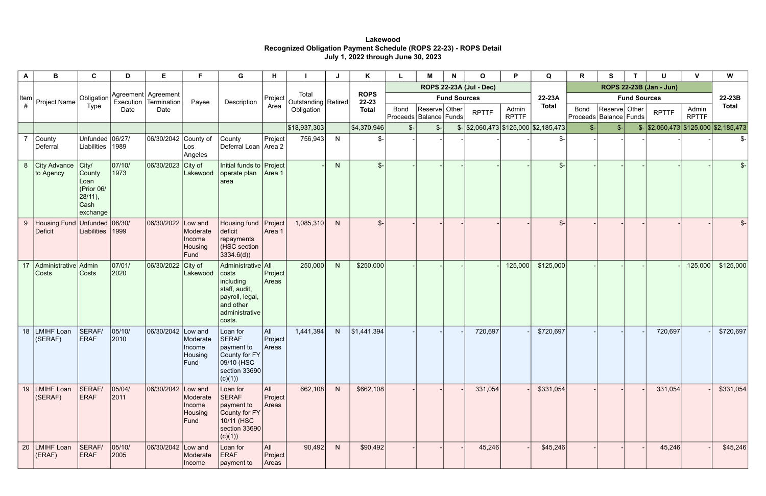**Lakewood**
**Recognized Obligation Payment Schedule (ROPS 22-23) - ROPS Detail**
**July 1, 2022 through June 30, 2023**

| A | B | C | D | E | F | G | H | I | J | K | L | M | N | O | P | Q | R | S | T | U | V | W |
|---|---|---|---|---|---|---|---|---|---|---|---|---|---|---|---|---|---|---|---|---|---|---|
| Item # | Project Name | Obligation Type | Agreement Execution Date | Agreement Termination Date | Payee | Description | Project Area | Total Outstanding Obligation | Retired | ROPS 22-23 Total | ROPS 22-23A (Jul - Dec) | | | | | 22-23A Total | ROPS 22-23B (Jan - Jun) | | | | | 22-23B Total |
| | | | | | | | | | | | Fund Sources | | | | | | Fund Sources | | | | | |
| | | | | | | | | | | | Bond Proceeds | Reserve Balance | Other Funds | RPTTF | Admin RPTTF | | Bond Proceeds | Reserve Balance | Other Funds | RPTTF | Admin RPTTF | |
| | | | | | | | | $18,937,303 | | $4,370,946 | $- | $- | $- | $2,060,473 | $125,000 | $2,185,473 | $- | $- | $- | $2,060,473 | $125,000 | $2,185,473 |
| 7 | County Deferral | Unfunded Liabilities | 06/27/1989 | 06/30/2042 | County of Los Angeles | County Deferral Loan | Project Area 2 | 756,943 | N | $- | - | - | - | - | - | $- | - | - | - | - | - | $- |
| 8 | City Advance to Agency | City/County Loan (Prior 06/28/11), Cash exchange | 07/10/1973 | 06/30/2023 | City of Lakewood | Initial funds to operate plan area | Project Area 1 | - | N | $- | - | - | - | - | - | $- | - | - | - | - | - | $- |
| 9 | Housing Fund Deficit | Unfunded Liabilities | 06/30/1999 | 06/30/2022 | Low and Moderate Income Housing Fund | Housing fund deficit repayments (HSC section 3334.6(d)) | Project Area 1 | 1,085,310 | N | $- | - | - | - | - | - | $- | - | - | - | - | - | $- |
| 17 | Administrative Costs | Admin Costs | 07/01/2020 | 06/30/2022 | City of Lakewood | Administrative costs including staff, audit, payroll, legal, and other administrative costs. | All Project Areas | 250,000 | N | $250,000 | - | - | - | - | 125,000 | $125,000 | - | - | - | - | 125,000 | $125,000 |
| 18 | LMIHF Loan (SERAF) | SERAF/ERAF | 05/10/2010 | 06/30/2042 | Low and Moderate Income Housing Fund | Loan for SERAF payment to County for FY 09/10 (HSC section 33690 (c)(1)) | All Project Areas | 1,441,394 | N | $1,441,394 | - | - | - | 720,697 | - | $720,697 | - | - | - | 720,697 | - | $720,697 |
| 19 | LMIHF Loan (SERAF) | SERAF/ERAF | 05/04/2011 | 06/30/2042 | Low and Moderate Income Housing Fund | Loan for SERAF payment to County for FY 10/11 (HSC section 33690 (c)(1)) | All Project Areas | 662,108 | N | $662,108 | - | - | - | 331,054 | - | $331,054 | - | - | - | 331,054 | - | $331,054 |
| 20 | LMIHF Loan (ERAF) | SERAF/ERAF | 05/10/2005 | 06/30/2042 | Low and Moderate Income | Loan for ERAF payment to | All Project Areas | 90,492 | N | $90,492 | - | - | - | 45,246 | - | $45,246 | - | - | - | 45,246 | - | $45,246 |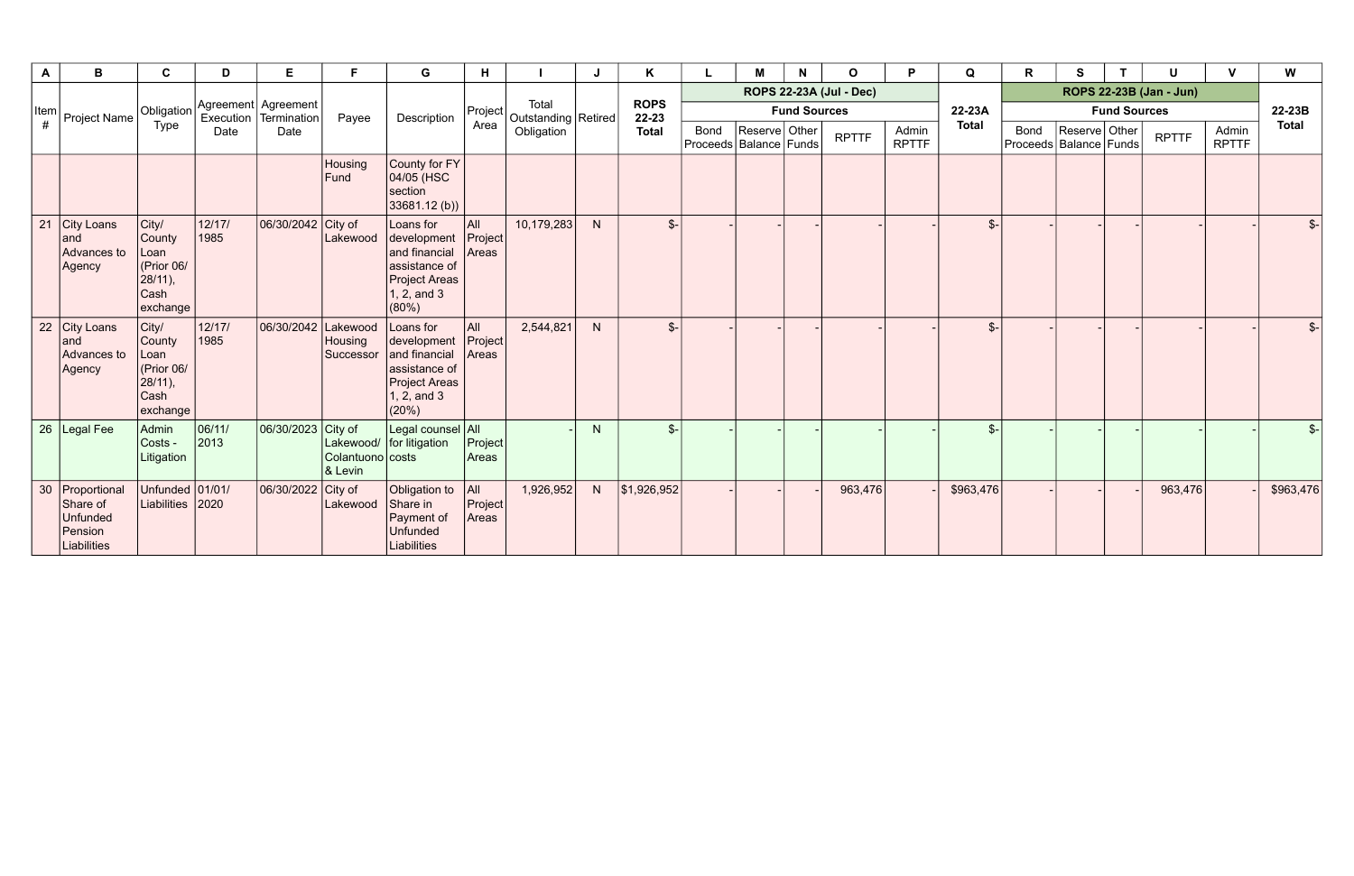| A | B | C | D | E | F | G | H | I | J | K | L | M | N | O | P | Q | R | S | T | U | V | W |
|---|---|---|---|---|---|---|---|---|---|---|---|---|---|---|---|---|---|---|---|---|---|---|
| | | | | | | | | | | | ROPS 22-23A (Jul - Dec) | | | | | | ROPS 22-23B (Jan - Jun) | | | | | |
| | | | | | | | | | | | Fund Sources | | | | | | Fund Sources | | | | | |
| Item # | Project Name | Obligation Type | Agreement Execution Date | Agreement Termination Date | Payee | Description | Project Area | Total Outstanding Obligation | Retired | ROPS 22-23 Total | Bond Proceeds | Reserve Balance | Other Funds | RPTTF | Admin RPTTF | 22-23A Total | Bond Proceeds | Reserve Balance | Other Funds | RPTTF | Admin RPTTF | 22-23B Total |
| | | | | | Housing Fund | County for FY 04/05 (HSC section 33681.12 (b)) | | | | | | | | | | | | | | | | |
| 21 | City Loans and Advances to Agency | City/ County Loan (Prior 06/ 28/11), Cash exchange | 12/17/ 1985 | 06/30/2042 | City of Lakewood | Loans for development and financial assistance of Project Areas 1, 2, and 3 (80%) | All Project Areas | 10,179,283 | N | $- | - | - | - | - | - | $- | - | - | - | - | - | $- |
| 22 | City Loans and Advances to Agency | City/ County Loan (Prior 06/ 28/11), Cash exchange | 12/17/ 1985 | 06/30/2042 | Lakewood Housing Successor | Loans for development and financial assistance of Project Areas 1, 2, and 3 (20%) | All Project Areas | 2,544,821 | N | $- | - | - | - | - | - | $- | - | - | - | - | - | $- |
| 26 | Legal Fee | Admin Costs - Litigation | 06/11/ 2013 | 06/30/2023 | City of Lakewood/ Colantuono & Levin | Legal counsel for litigation costs | All Project Areas | - | N | $- | - | - | - | - | - | $- | - | - | - | - | - | $- |
| 30 | Proportional Share of Unfunded Pension Liabilities | Unfunded Liabilities | 01/01/ 2020 | 06/30/2022 | City of Lakewood | Obligation to Share in Payment of Unfunded Liabilities | All Project Areas | 1,926,952 | N | $1,926,952 | - | - | - | 963,476 | - | $963,476 | - | - | - | 963,476 | - | $963,476 |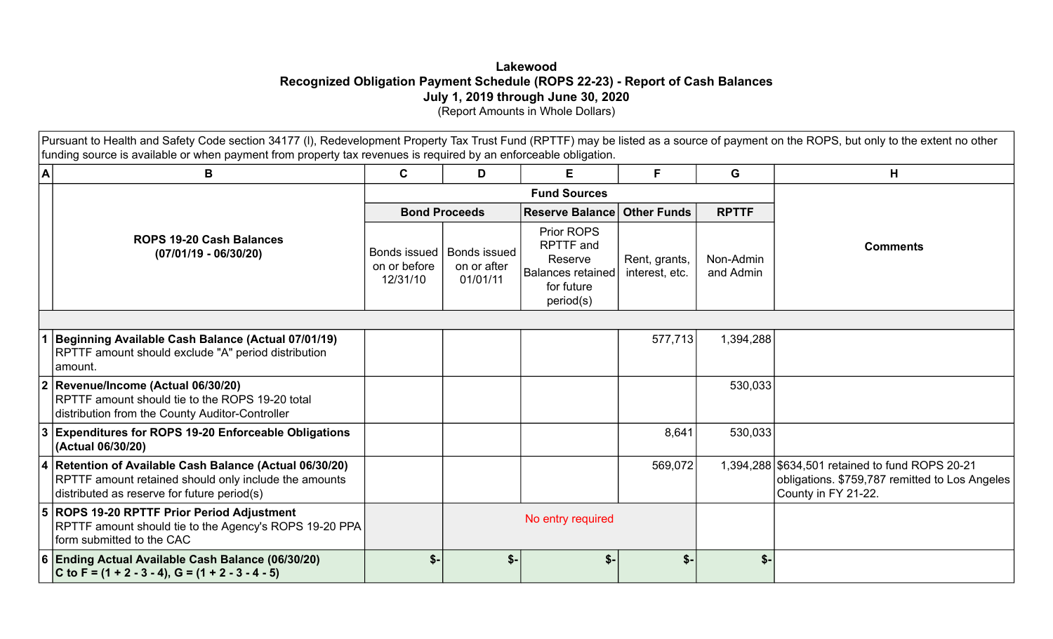# Lakewood
## Recognized Obligation Payment Schedule (ROPS 22-23) - Report of Cash Balances
## July 1, 2019 through June 30, 2020
(Report Amounts in Whole Dollars)

Pursuant to Health and Safety Code section 34177 (l), Redevelopment Property Tax Trust Fund (RPTTF) may be listed as a source of payment on the ROPS, but only to the extent no other funding source is available or when payment from property tax revenues is required by an enforceable obligation.

| A | B | C | D | E | F | G | H |
|---|---|---|---|---|---|---|---|
| | **ROPS 19-20 Cash Balances (07/01/19 - 06/30/20)** | **Fund Sources** | | | | | **Comments** |
| | | **Bond Proceeds** | | **Reserve Balance** | **Other Funds** | **RPTTF** | |
| | | Bonds issued on or before 12/31/10 | Bonds issued on or after 01/01/11 | Prior ROPS RPTTF and Reserve Balances retained for future period(s) | Rent, grants, interest, etc. | Non-Admin and Admin | |
| 1 | **Beginning Available Cash Balance (Actual 07/01/19)** RPTTF amount should exclude "A" period distribution amount. | | | | 577,713 | 1,394,288 | |
| 2 | **Revenue/Income (Actual 06/30/20)** RPTTF amount should tie to the ROPS 19-20 total distribution from the County Auditor-Controller | | | | | 530,033 | |
| 3 | **Expenditures for ROPS 19-20 Enforceable Obligations (Actual 06/30/20)** | | | | 8,641 | 530,033 | |
| 4 | **Retention of Available Cash Balance (Actual 06/30/20)** RPTTF amount retained should only include the amounts distributed as reserve for future period(s) | | | | 569,072 | 1,394,288 | $634,501 retained to fund ROPS 20-21 obligations. $759,787 remitted to Los Angeles County in FY 21-22. |
| 5 | **ROPS 19-20 RPTTF Prior Period Adjustment** RPTTF amount should tie to the Agency's ROPS 19-20 PPA form submitted to the CAC | | No entry required | | | | |
| 6 | **Ending Actual Available Cash Balance (06/30/20) C to F = (1 + 2 - 3 - 4), G = (1 + 2 - 3 - 4 - 5)** | $- | $- | $- | $- | $- | |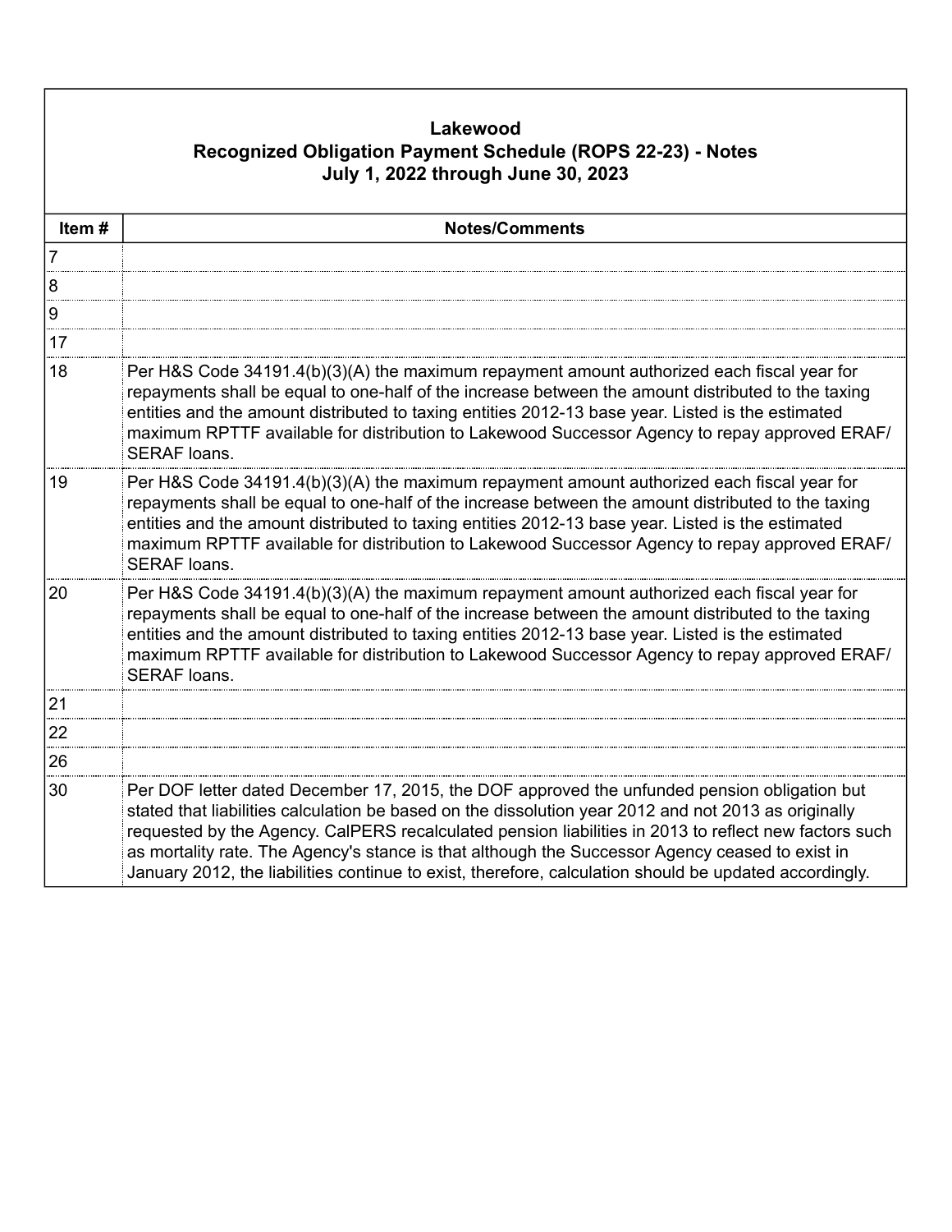# Lakewood
## Recognized Obligation Payment Schedule (ROPS 22-23) - Notes
### July 1, 2022 through June 30, 2023

| Item # | Notes/Comments |
|---|---|
| 7 | |
| 8 | |
| 9 | |
| 17 | |
| 18 | Per H&S Code 34191.4(b)(3)(A) the maximum repayment amount authorized each fiscal year for repayments shall be equal to one-half of the increase between the amount distributed to the taxing entities and the amount distributed to taxing entities 2012-13 base year. Listed is the estimated maximum RPTTF available for distribution to Lakewood Successor Agency to repay approved ERAF/ SERAF loans. |
| 19 | Per H&S Code 34191.4(b)(3)(A) the maximum repayment amount authorized each fiscal year for repayments shall be equal to one-half of the increase between the amount distributed to the taxing entities and the amount distributed to taxing entities 2012-13 base year. Listed is the estimated maximum RPTTF available for distribution to Lakewood Successor Agency to repay approved ERAF/ SERAF loans. |
| 20 | Per H&S Code 34191.4(b)(3)(A) the maximum repayment amount authorized each fiscal year for repayments shall be equal to one-half of the increase between the amount distributed to the taxing entities and the amount distributed to taxing entities 2012-13 base year. Listed is the estimated maximum RPTTF available for distribution to Lakewood Successor Agency to repay approved ERAF/ SERAF loans. |
| 21 | |
| 22 | |
| 26 | |
| 30 | Per DOF letter dated December 17, 2015, the DOF approved the unfunded pension obligation but stated that liabilities calculation be based on the dissolution year 2012 and not 2013 as originally requested by the Agency. CalPERS recalculated pension liabilities in 2013 to reflect new factors such as mortality rate. The Agency's stance is that although the Successor Agency ceased to exist in January 2012, the liabilities continue to exist, therefore, calculation should be updated accordingly. |